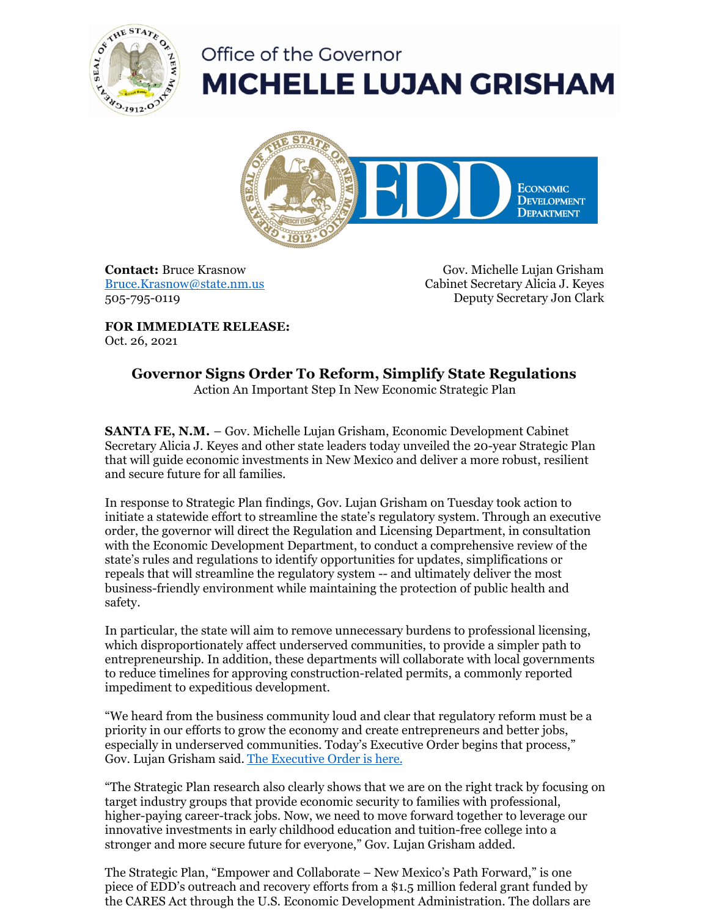Office of the Governor

**MICHELLE LUJAN GRISHAM**

EDD Economic Development Department

**Contact:** Bruce Krasnow
Bruce.Krasnow@state.nm.us
505-795-0119

Gov. Michelle Lujan Grisham
Cabinet Secretary Alicia J. Keyes
Deputy Secretary Jon Clark

**FOR IMMEDIATE RELEASE:**
Oct. 26, 2021

## Governor Signs Order To Reform, Simplify State Regulations

Action An Important Step In New Economic Strategic Plan

**SANTA FE, N.M.** – Gov. Michelle Lujan Grisham, Economic Development Cabinet Secretary Alicia J. Keyes and other state leaders today unveiled the 20-year Strategic Plan that will guide economic investments in New Mexico and deliver a more robust, resilient and secure future for all families.

In response to Strategic Plan findings, Gov. Lujan Grisham on Tuesday took action to initiate a statewide effort to streamline the state's regulatory system. Through an executive order, the governor will direct the Regulation and Licensing Department, in consultation with the Economic Development Department, to conduct a comprehensive review of the state's rules and regulations to identify opportunities for updates, simplifications or repeals that will streamline the regulatory system -- and ultimately deliver the most business-friendly environment while maintaining the protection of public health and safety.

In particular, the state will aim to remove unnecessary burdens to professional licensing, which disproportionately affect underserved communities, to provide a simpler path to entrepreneurship. In addition, these departments will collaborate with local governments to reduce timelines for approving construction-related permits, a commonly reported impediment to expeditious development.

"We heard from the business community loud and clear that regulatory reform must be a priority in our efforts to grow the economy and create entrepreneurs and better jobs, especially in underserved communities. Today's Executive Order begins that process," Gov. Lujan Grisham said. The Executive Order is here.

"The Strategic Plan research also clearly shows that we are on the right track by focusing on target industry groups that provide economic security to families with professional, higher-paying career-track jobs. Now, we need to move forward together to leverage our innovative investments in early childhood education and tuition-free college into a stronger and more secure future for everyone," Gov. Lujan Grisham added.

The Strategic Plan, "Empower and Collaborate – New Mexico's Path Forward," is one piece of EDD's outreach and recovery efforts from a $1.5 million federal grant funded by the CARES Act through the U.S. Economic Development Administration. The dollars are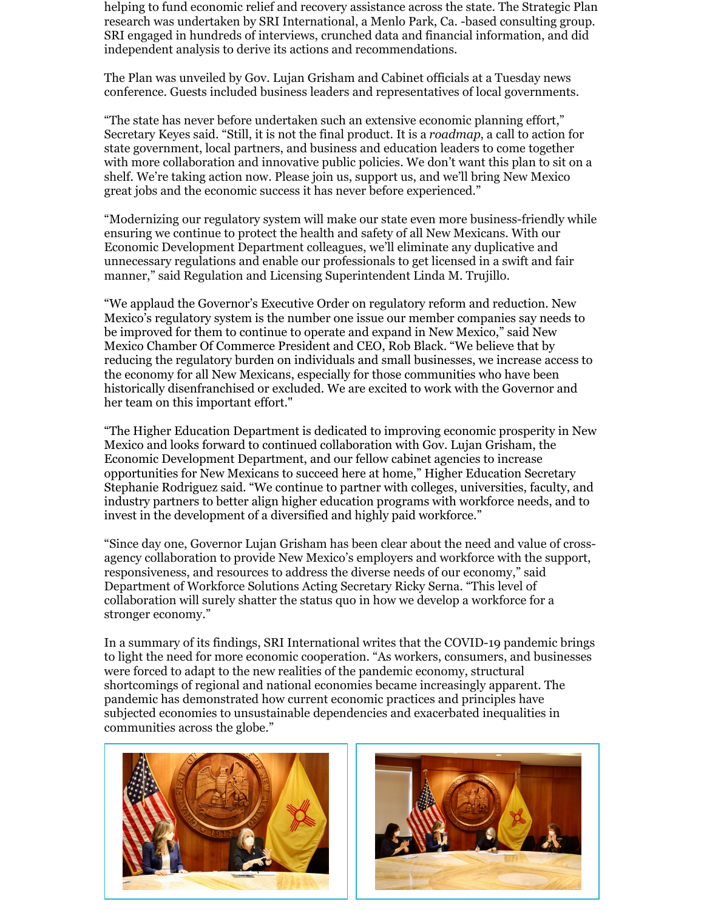helping to fund economic relief and recovery assistance across the state. The Strategic Plan research was undertaken by SRI International, a Menlo Park, Ca. -based consulting group. SRI engaged in hundreds of interviews, crunched data and financial information, and did independent analysis to derive its actions and recommendations.

The Plan was unveiled by Gov. Lujan Grisham and Cabinet officials at a Tuesday news conference. Guests included business leaders and representatives of local governments.

"The state has never before undertaken such an extensive economic planning effort," Secretary Keyes said. "Still, it is not the final product. It is a *roadmap*, a call to action for state government, local partners, and business and education leaders to come together with more collaboration and innovative public policies. We don't want this plan to sit on a shelf. We're taking action now. Please join us, support us, and we'll bring New Mexico great jobs and the economic success it has never before experienced."

"Modernizing our regulatory system will make our state even more business-friendly while ensuring we continue to protect the health and safety of all New Mexicans. With our Economic Development Department colleagues, we'll eliminate any duplicative and unnecessary regulations and enable our professionals to get licensed in a swift and fair manner," said Regulation and Licensing Superintendent Linda M. Trujillo.

"We applaud the Governor's Executive Order on regulatory reform and reduction. New Mexico's regulatory system is the number one issue our member companies say needs to be improved for them to continue to operate and expand in New Mexico," said New Mexico Chamber Of Commerce President and CEO, Rob Black. "We believe that by reducing the regulatory burden on individuals and small businesses, we increase access to the economy for all New Mexicans, especially for those communities who have been historically disenfranchised or excluded. We are excited to work with the Governor and her team on this important effort."

"The Higher Education Department is dedicated to improving economic prosperity in New Mexico and looks forward to continued collaboration with Gov. Lujan Grisham, the Economic Development Department, and our fellow cabinet agencies to increase opportunities for New Mexicans to succeed here at home," Higher Education Secretary Stephanie Rodriguez said. "We continue to partner with colleges, universities, faculty, and industry partners to better align higher education programs with workforce needs, and to invest in the development of a diversified and highly paid workforce."

"Since day one, Governor Lujan Grisham has been clear about the need and value of cross-agency collaboration to provide New Mexico's employers and workforce with the support, responsiveness, and resources to address the diverse needs of our economy," said Department of Workforce Solutions Acting Secretary Ricky Serna. "This level of collaboration will surely shatter the status quo in how we develop a workforce for a stronger economy."

In a summary of its findings, SRI International writes that the COVID-19 pandemic brings to light the need for more economic cooperation. "As workers, consumers, and businesses were forced to adapt to the new realities of the pandemic economy, structural shortcomings of regional and national economies became increasingly apparent. The pandemic has demonstrated how current economic practices and principles have subjected economies to unsustainable dependencies and exacerbated inequalities in communities across the globe."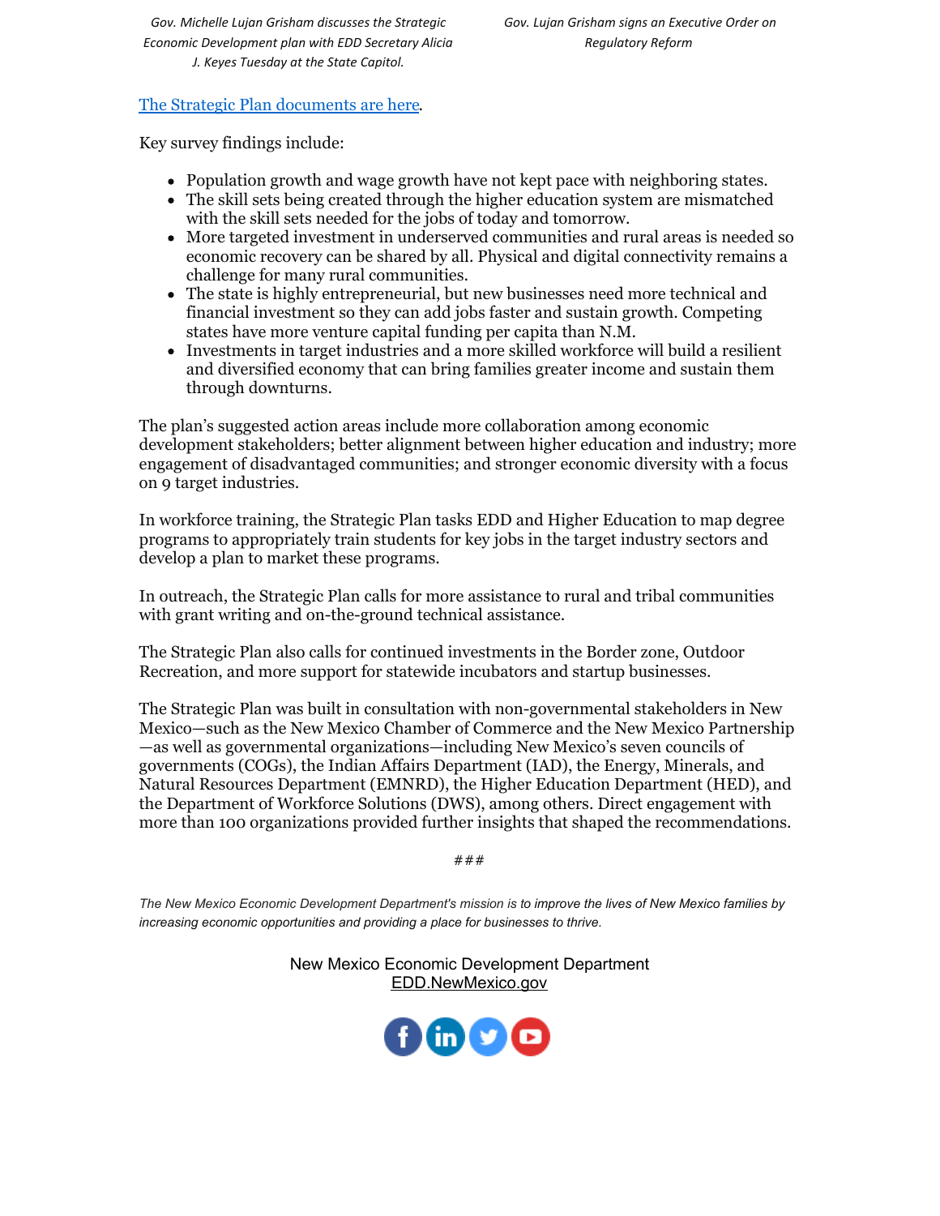*Gov. Michelle Lujan Grisham discusses the Strategic Economic Development plan with EDD Secretary Alicia J. Keyes Tuesday at the State Capitol.*

*Gov. Lujan Grisham signs an Executive Order on Regulatory Reform*

The Strategic Plan documents are here.

Key survey findings include:

- Population growth and wage growth have not kept pace with neighboring states.
- The skill sets being created through the higher education system are mismatched with the skill sets needed for the jobs of today and tomorrow.
- More targeted investment in underserved communities and rural areas is needed so economic recovery can be shared by all. Physical and digital connectivity remains a challenge for many rural communities.
- The state is highly entrepreneurial, but new businesses need more technical and financial investment so they can add jobs faster and sustain growth. Competing states have more venture capital funding per capita than N.M.
- Investments in target industries and a more skilled workforce will build a resilient and diversified economy that can bring families greater income and sustain them through downturns.

The plan's suggested action areas include more collaboration among economic development stakeholders; better alignment between higher education and industry; more engagement of disadvantaged communities; and stronger economic diversity with a focus on 9 target industries.

In workforce training, the Strategic Plan tasks EDD and Higher Education to map degree programs to appropriately train students for key jobs in the target industry sectors and develop a plan to market these programs.

In outreach, the Strategic Plan calls for more assistance to rural and tribal communities with grant writing and on-the-ground technical assistance.

The Strategic Plan also calls for continued investments in the Border zone, Outdoor Recreation, and more support for statewide incubators and startup businesses.

The Strategic Plan was built in consultation with non-governmental stakeholders in New Mexico—such as the New Mexico Chamber of Commerce and the New Mexico Partnership—as well as governmental organizations—including New Mexico's seven councils of governments (COGs), the Indian Affairs Department (IAD), the Energy, Minerals, and Natural Resources Department (EMNRD), the Higher Education Department (HED), and the Department of Workforce Solutions (DWS), among others. Direct engagement with more than 100 organizations provided further insights that shaped the recommendations.

###

*The New Mexico Economic Development Department's mission is to improve the lives of New Mexico families by increasing economic opportunities and providing a place for businesses to thrive.*

New Mexico Economic Development Department
EDD.NewMexico.gov